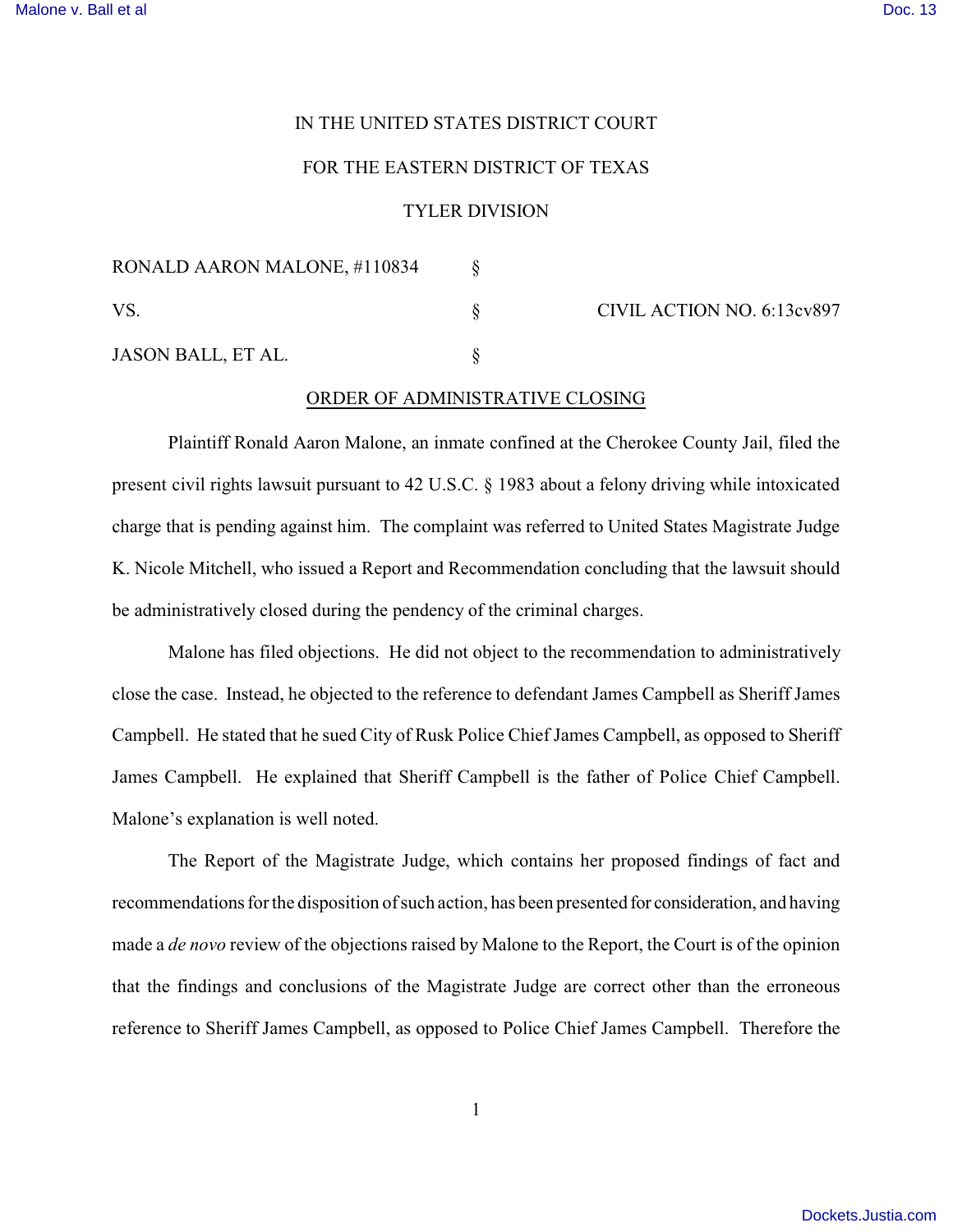IN THE UNITED STATES DISTRICT COURT

FOR THE EASTERN DISTRICT OF TEXAS

TYLER DIVISION

RONALD AARON MALONE, #110834 §

VS. § CIVIL ACTION NO. 6:13cv897

JASON BALL, ET AL. §

ORDER OF ADMINISTRATIVE CLOSING

Plaintiff Ronald Aaron Malone, an inmate confined at the Cherokee County Jail, filed the present civil rights lawsuit pursuant to 42 U.S.C. § 1983 about a felony driving while intoxicated charge that is pending against him. The complaint was referred to United States Magistrate Judge K. Nicole Mitchell, who issued a Report and Recommendation concluding that the lawsuit should be administratively closed during the pendency of the criminal charges.

Malone has filed objections. He did not object to the recommendation to administratively close the case. Instead, he objected to the reference to defendant James Campbell as Sheriff James Campbell. He stated that he sued City of Rusk Police Chief James Campbell, as opposed to Sheriff James Campbell. He explained that Sheriff Campbell is the father of Police Chief Campbell. Malone's explanation is well noted.

The Report of the Magistrate Judge, which contains her proposed findings of fact and recommendations for the disposition of such action, has been presented for consideration, and having made a *de novo* review of the objections raised by Malone to the Report, the Court is of the opinion that the findings and conclusions of the Magistrate Judge are correct other than the erroneous reference to Sheriff James Campbell, as opposed to Police Chief James Campbell. Therefore the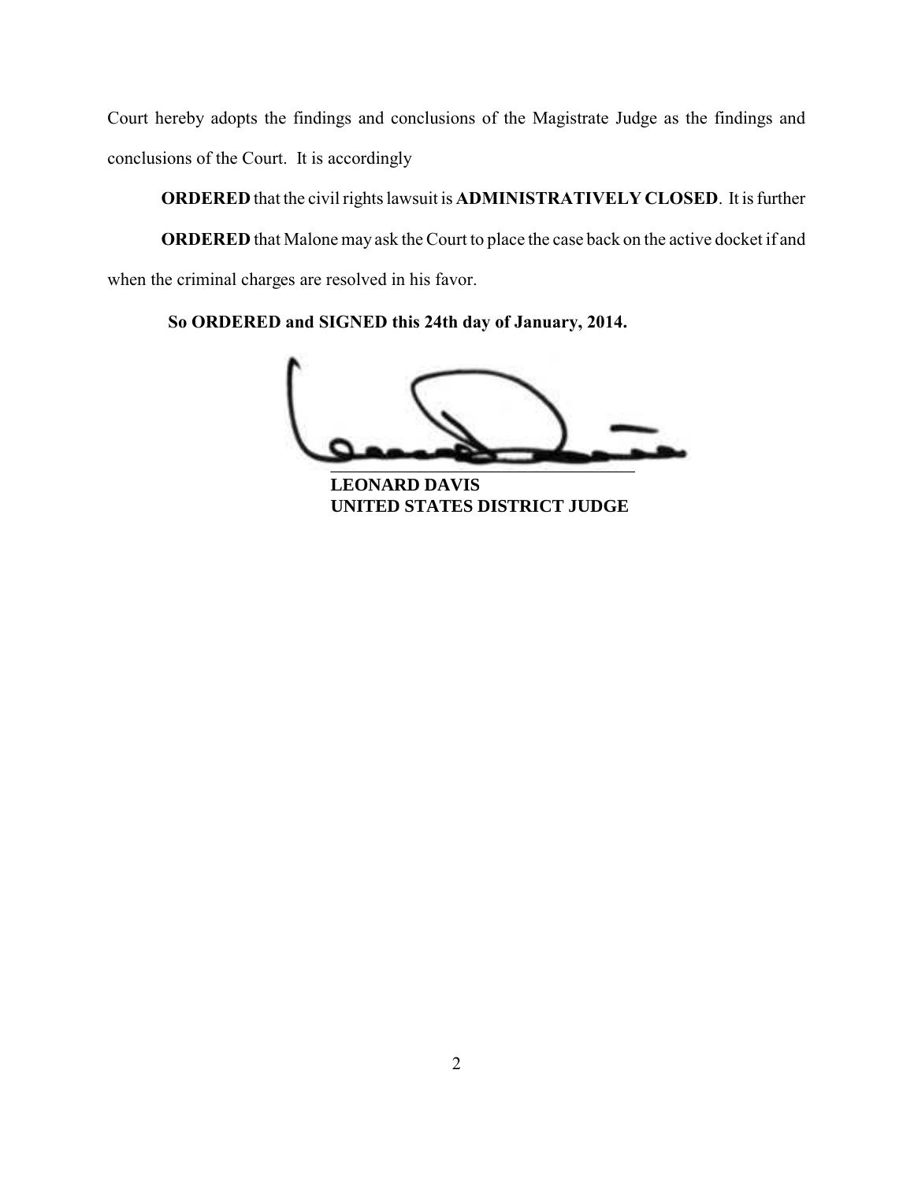Court hereby adopts the findings and conclusions of the Magistrate Judge as the findings and conclusions of the Court. It is accordingly

**ORDERED** that the civil rights lawsuit is **ADMINISTRATIVELY CLOSED**. It is further

**ORDERED** that Malone may ask the Court to place the case back on the active docket if and when the criminal charges are resolved in his favor.

**So ORDERED and SIGNED this 24th day of January, 2014.**

**LEONARD DAVIS**
**UNITED STATES DISTRICT JUDGE**